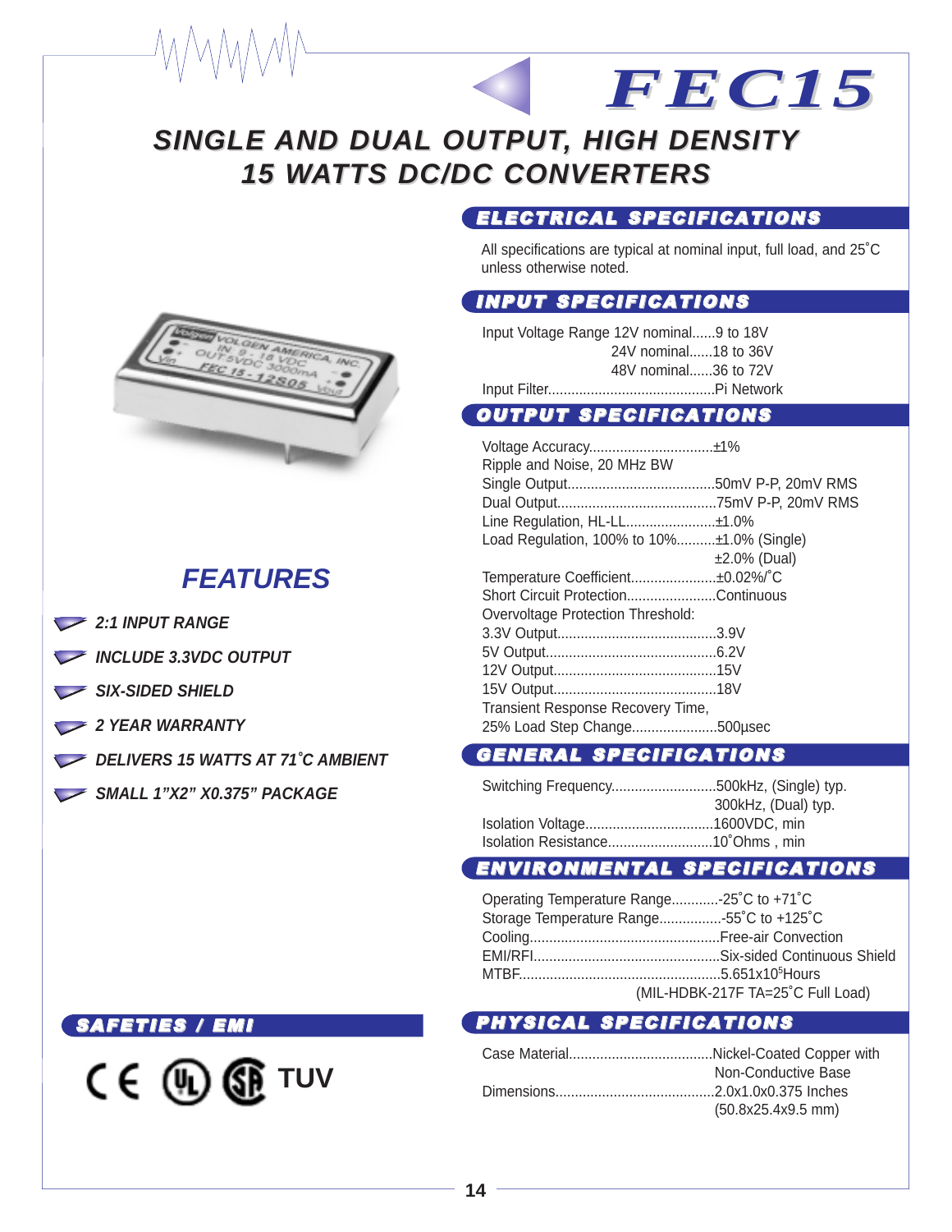# FEC15

## SINGLE AND DUAL OUTPUT, HIGH DENSITY 15 WATTS DC/DC CONVERTERS

## FEATURES

- 2:1 INPUT RANGE
- INCLUDE 3.3VDC OUTPUT
- SIX-SIDED SHIELD
- 2 YEAR WARRANTY
- DELIVERS 15 WATTS AT 71˚C AMBIENT
- SMALL 1"X2" X0.375" PACKAGE

## SAFETIES / EMI

CE UL CSA TUV

## ELECTRICAL SPECIFICATIONS

All specifications are typical at nominal input, full load, and 25˚C unless otherwise noted.

## INPUT SPECIFICATIONS

Input Voltage Range 12V nominal......9 to 18V
24V nominal......18 to 36V
48V nominal......36 to 72V
Input Filter..........................................Pi Network

## OUTPUT SPECIFICATIONS

Voltage Accuracy................................±1%
Ripple and Noise, 20 MHz BW
Single Output.....................................50mV P-P, 20mV RMS
Dual Output........................................75mV P-P, 20mV RMS
Line Regulation, HL-LL.......................±1.0%
Load Regulation, 100% to 10%..........±1.0% (Single)
±2.0% (Dual)
Temperature Coefficient......................±0.02%/˚C
Short Circuit Protection.......................Continuous
Overvoltage Protection Threshold:
3.3V Output........................................3.9V
5V Output...........................................6.2V
12V Output.........................................15V
15V Output.........................................18V
Transient Response Recovery Time,
25% Load Step Change......................500µsec

## GENERAL SPECIFICATIONS

Switching Frequency...........................500kHz, (Single) typ.
300kHz, (Dual) typ.
Isolation Voltage.................................1600VDC, min
Isolation Resistance...........................10˚Ohms , min

## ENVIRONMENTAL SPECIFICATIONS

Operating Temperature Range............-25˚C to +71˚C
Storage Temperature Range................-55˚C to +125˚C
Cooling................................................Free-air Convection
EMI/RFI...............................................Six-sided Continuous Shield
MTBF...................................................$5.651x10^5$Hours
(MIL-HDBK-217F TA=25˚C Full Load)

## PHYSICAL SPECIFICATIONS

Case Material.....................................Nickel-Coated Copper with
Non-Conductive Base
Dimensions.........................................2.0x1.0x0.375 Inches
(50.8x25.4x9.5 mm)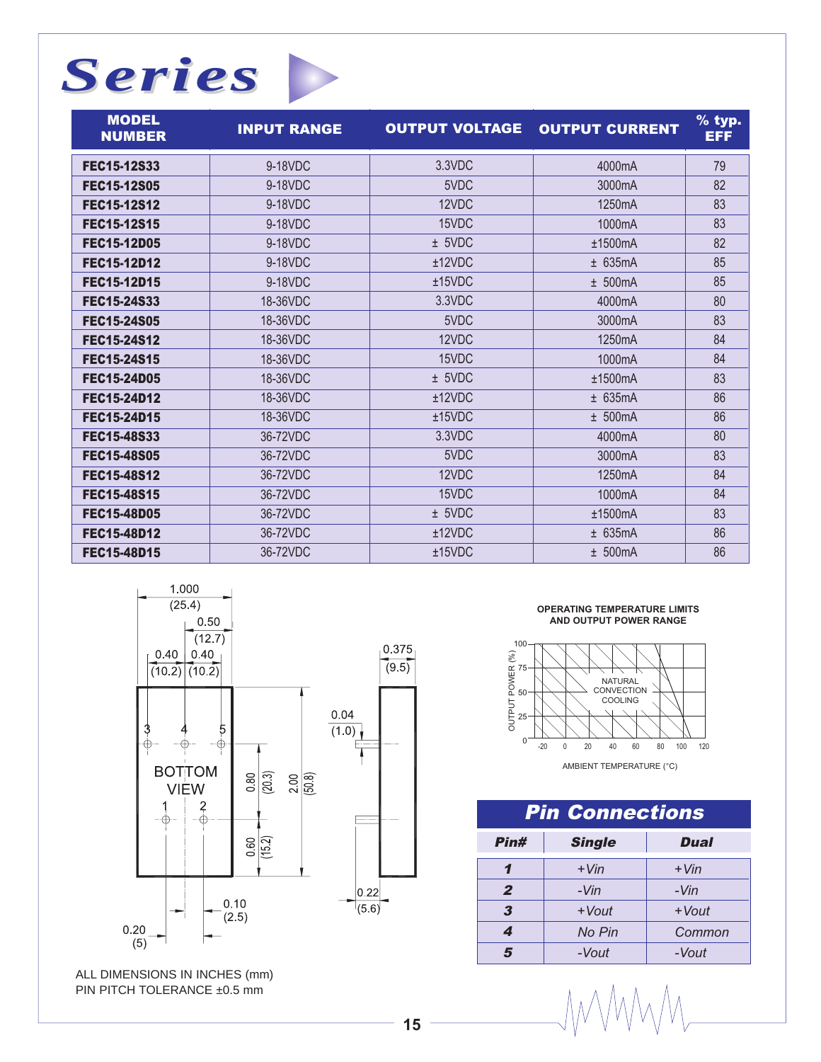# Series

| MODEL NUMBER | INPUT RANGE | OUTPUT VOLTAGE | OUTPUT CURRENT | % typ. EFF |
|---|---|---|---|---|
| **FEC15-12S33** | 9-18VDC | 3.3VDC | 4000mA | 79 |
| **FEC15-12S05** | 9-18VDC | 5VDC | 3000mA | 82 |
| **FEC15-12S12** | 9-18VDC | 12VDC | 1250mA | 83 |
| **FEC15-12S15** | 9-18VDC | 15VDC | 1000mA | 83 |
| **FEC15-12D05** | 9-18VDC | ± 5VDC | ±1500mA | 82 |
| **FEC15-12D12** | 9-18VDC | ±12VDC | ± 635mA | 85 |
| **FEC15-12D15** | 9-18VDC | ±15VDC | ± 500mA | 85 |
| **FEC15-24S33** | 18-36VDC | 3.3VDC | 4000mA | 80 |
| **FEC15-24S05** | 18-36VDC | 5VDC | 3000mA | 83 |
| **FEC15-24S12** | 18-36VDC | 12VDC | 1250mA | 84 |
| **FEC15-24S15** | 18-36VDC | 15VDC | 1000mA | 84 |
| **FEC15-24D05** | 18-36VDC | ± 5VDC | ±1500mA | 83 |
| **FEC15-24D12** | 18-36VDC | ±12VDC | ± 635mA | 86 |
| **FEC15-24D15** | 18-36VDC | ±15VDC | ± 500mA | 86 |
| **FEC15-48S33** | 36-72VDC | 3.3VDC | 4000mA | 80 |
| **FEC15-48S05** | 36-72VDC | 5VDC | 3000mA | 83 |
| **FEC15-48S12** | 36-72VDC | 12VDC | 1250mA | 84 |
| **FEC15-48S15** | 36-72VDC | 15VDC | 1000mA | 84 |
| **FEC15-48D05** | 36-72VDC | ± 5VDC | ±1500mA | 83 |
| **FEC15-48D12** | 36-72VDC | ±12VDC | ± 635mA | 86 |
| **FEC15-48D15** | 36-72VDC | ±15VDC | ± 500mA | 86 |

1.000 (25.4)
0.50 (12.7)
0.40 (10.2) 0.40 (10.2)
3 4 5
BOTTOM VIEW
1 2
0.80 (20.3)
2.00 (50.8)
0.60 (15.2)
0.10 (2.5)
0.20 (5)
0.375 (9.5)
0.04 (1.0)
0.22 (5.6)

ALL DIMENSIONS IN INCHES (mm)
PIN PITCH TOLERANCE ±0.5 mm

**OPERATING TEMPERATURE LIMITS AND OUTPUT POWER RANGE**

OUTPUT POWER (%)
100
75
50
25
0
-20 0 20 40 60 80 100 120
AMBIENT TEMPERATURE (°C)
NATURAL CONVECTION COOLING

## Pin Connections

| Pin# | Single | Dual |
|---|---|---|
| 1 | +Vin | +Vin |
| 2 | -Vin | -Vin |
| 3 | +Vout | +Vout |
| 4 | No Pin | Common |
| 5 | -Vout | -Vout |